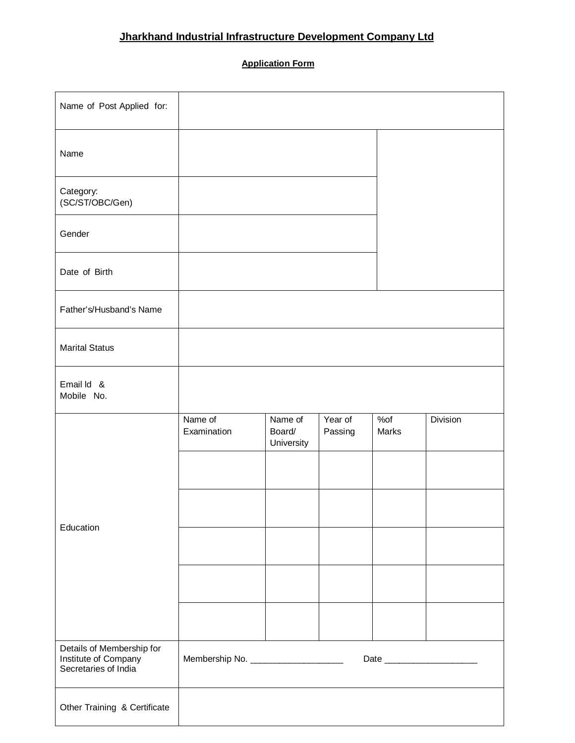# Jharkhand Industrial Infrastructure Development Company Ltd

## Application Form

| | | | | | |
|---|---|---|---|---|---|
| Name of Post Applied for: | | | | | |
| Name | | | | | |
| Category: (SC/ST/OBC/Gen) | | | | | |
| Gender | | | | | |
| Date of Birth | | | | | |
| Father's/Husband's Name | | | | | |
| Marital Status | | | | | |
| Email Id & Mobile No. | | | | | |
| Education | Name of Examination | Name of Board/ University | Year of Passing | %of Marks | Division |
| | | | | | |
| | | | | | |
| | | | | | |
| | | | | | |
| | | | | | |
| Details of Membership for Institute of Company Secretaries of India | Membership No. ___________________ Date ___________________ | | | | |
| Other Training & Certificate | | | | | |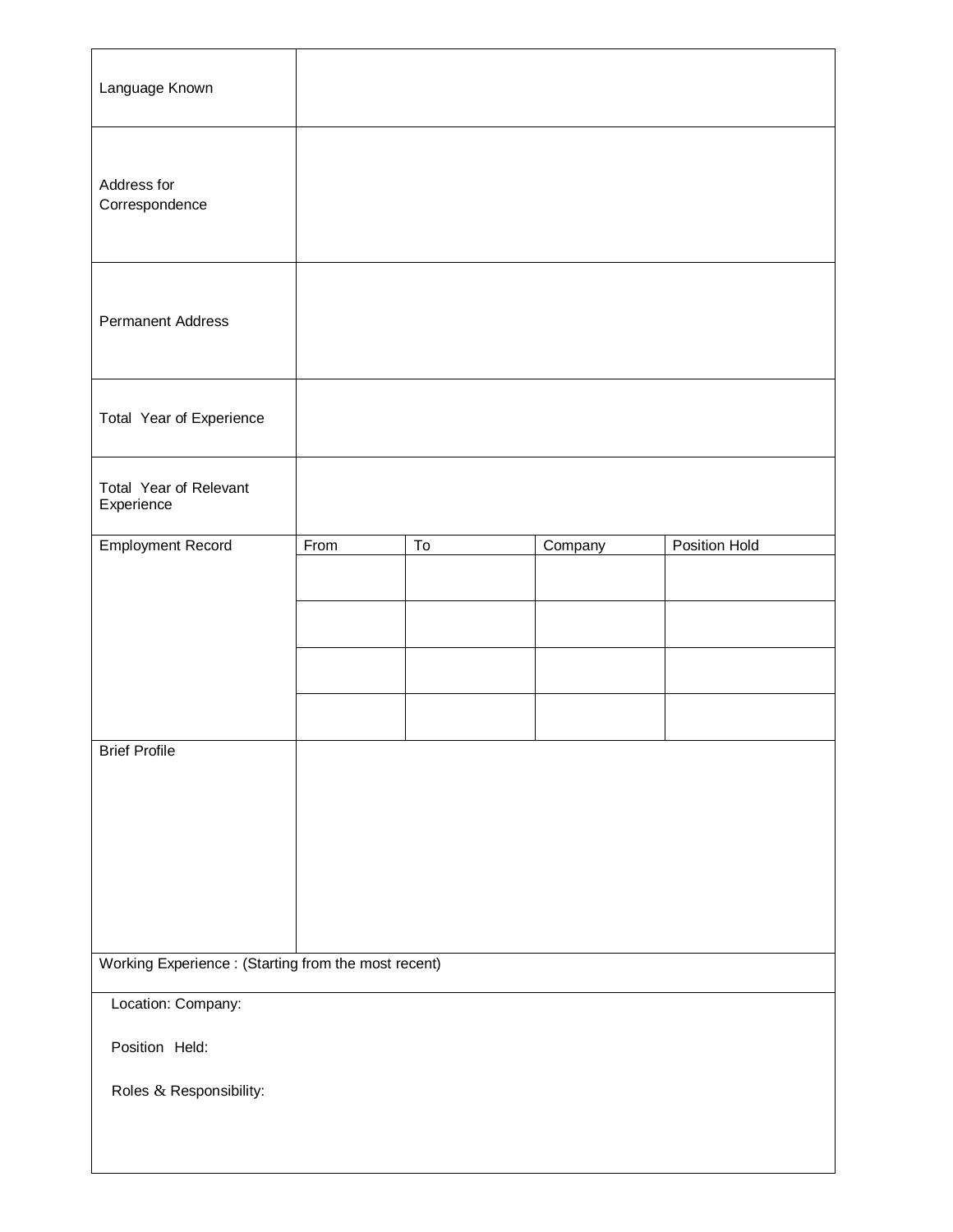| | | | | |
|---|---|---|---|---|
| Language Known | | | | |
| Address for Correspondence | | | | |
| Permanent Address | | | | |
| Total Year of Experience | | | | |
| Total Year of Relevant Experience | | | | |
| Employment Record | From | To | Company | Position Hold |
| | | | | |
| | | | | |
| | | | | |
| | | | | |
| Brief Profile | | | | |

| |
|---|
| Working Experience : (Starting from the most recent) |
| Location: Company:<br><br>Position Held:<br><br>Roles & Responsibility: |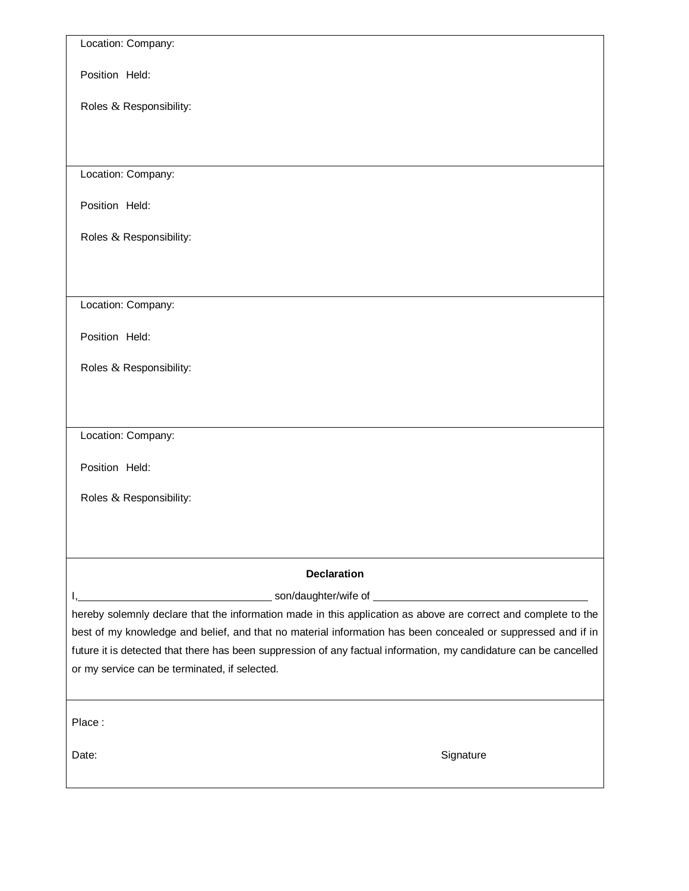Location: Company:

Position Held:

Roles & Responsibility:

---

Location: Company:

Position Held:

Roles & Responsibility:

---

Location: Company:

Position Held:

Roles & Responsibility:

---

Location: Company:

Position Held:

Roles & Responsibility:

---

**Declaration**

I,\_\_\_\_\_\_\_\_\_\_\_\_\_\_\_\_\_\_\_\_\_\_\_\_\_\_\_\_\_\_\_\_ son/daughter/wife of \_\_\_\_\_\_\_\_\_\_\_\_\_\_\_\_\_\_\_\_\_\_\_\_\_\_\_\_\_\_\_\_\_\_\_\_\_\_

hereby solemnly declare that the information made in this application as above are correct and complete to the best of my knowledge and belief, and that no material information has been concealed or suppressed and if in future it is detected that there has been suppression of any factual information, my candidature can be cancelled or my service can be terminated, if selected.

---

Place :

Date: Signature